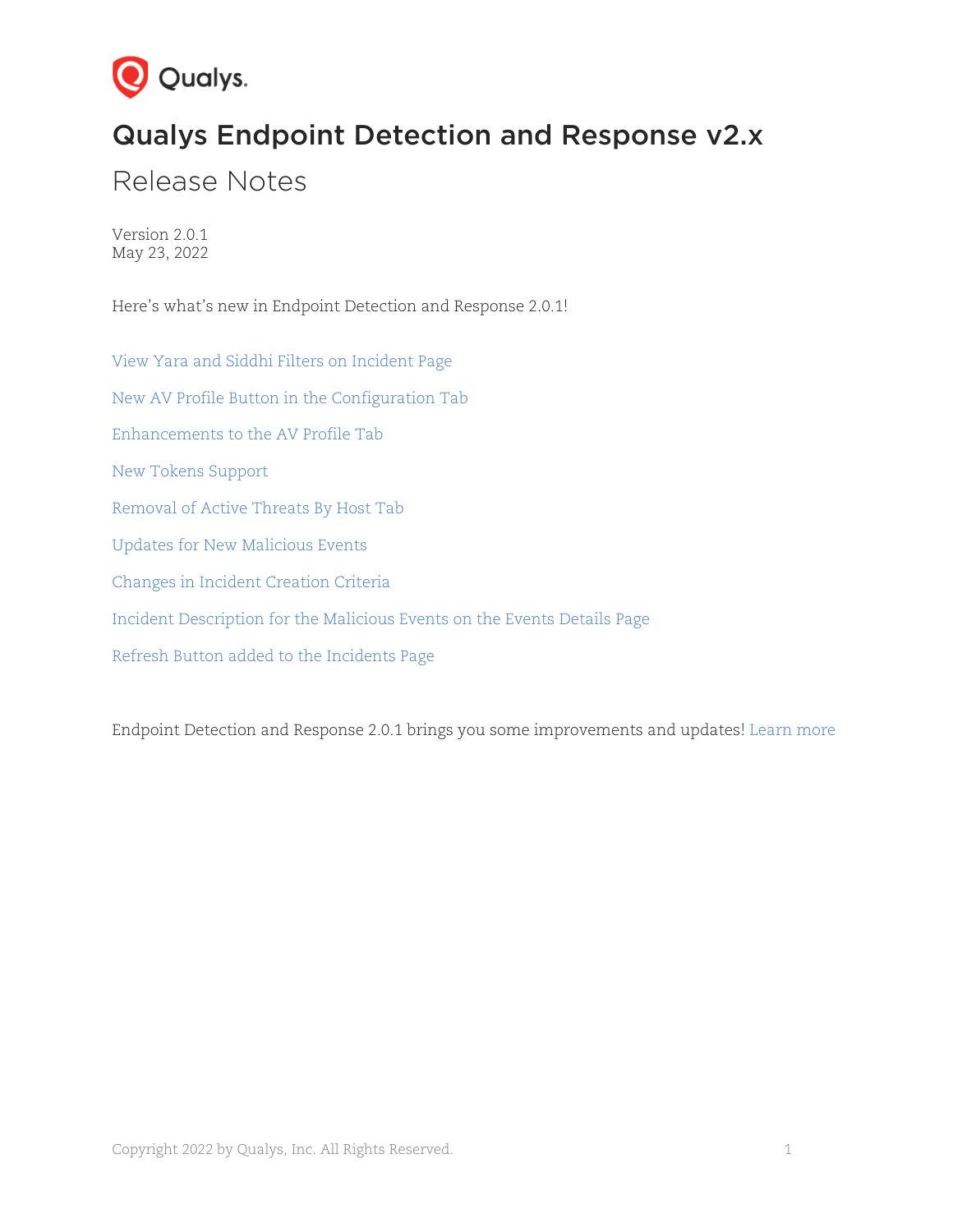# Qualys Endpoint Detection and Response v2.x

## Release Notes

Version 2.0.1
May 23, 2022

Here's what's new in Endpoint Detection and Response 2.0.1!

View Yara and Siddhi Filters on Incident Page

New AV Profile Button in the Configuration Tab

Enhancements to the AV Profile Tab

New Tokens Support

Removal of Active Threats By Host Tab

Updates for New Malicious Events

Changes in Incident Creation Criteria

Incident Description for the Malicious Events on the Events Details Page

Refresh Button added to the Incidents Page

Endpoint Detection and Response 2.0.1 brings you some improvements and updates! Learn more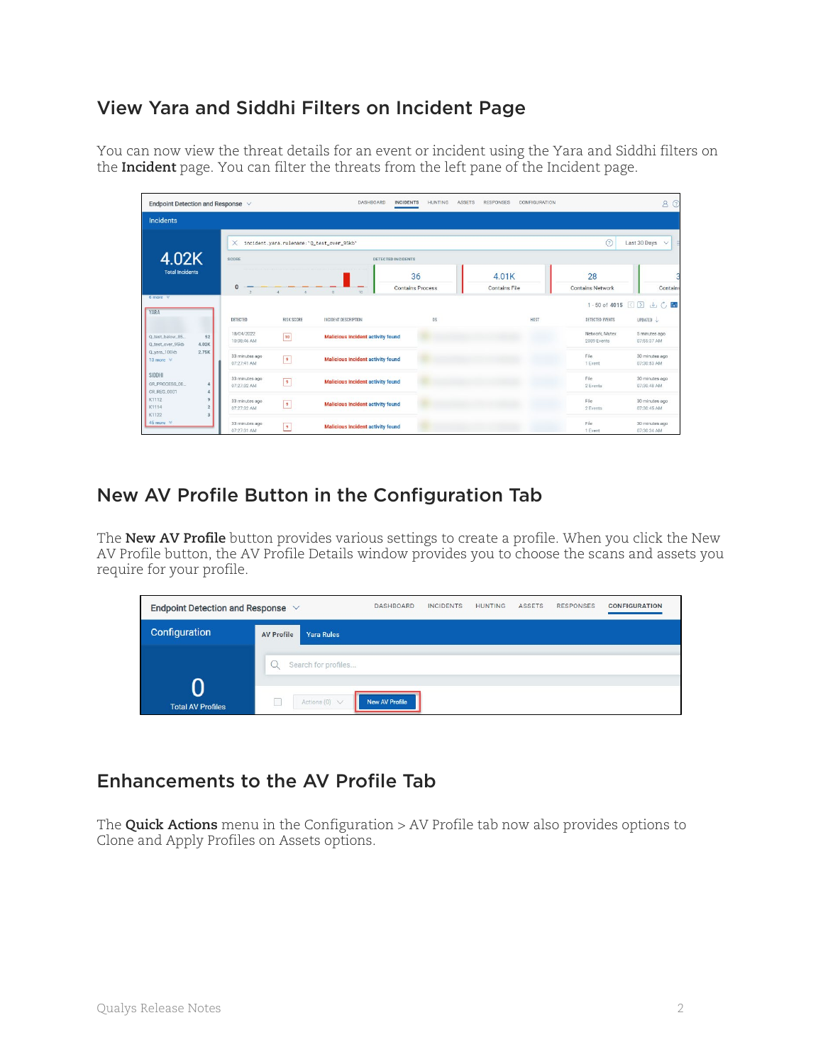## View Yara and Siddhi Filters on Incident Page

You can now view the threat details for an event or incident using the Yara and Siddhi filters on the **Incident** page. You can filter the threats from the left pane of the Incident page.

## New AV Profile Button in the Configuration Tab

The **New AV Profile** button provides various settings to create a profile. When you click the New AV Profile button, the AV Profile Details window provides you to choose the scans and assets you require for your profile.

## Enhancements to the AV Profile Tab

The **Quick Actions** menu in the Configuration > AV Profile tab now also provides options to Clone and Apply Profiles on Assets options.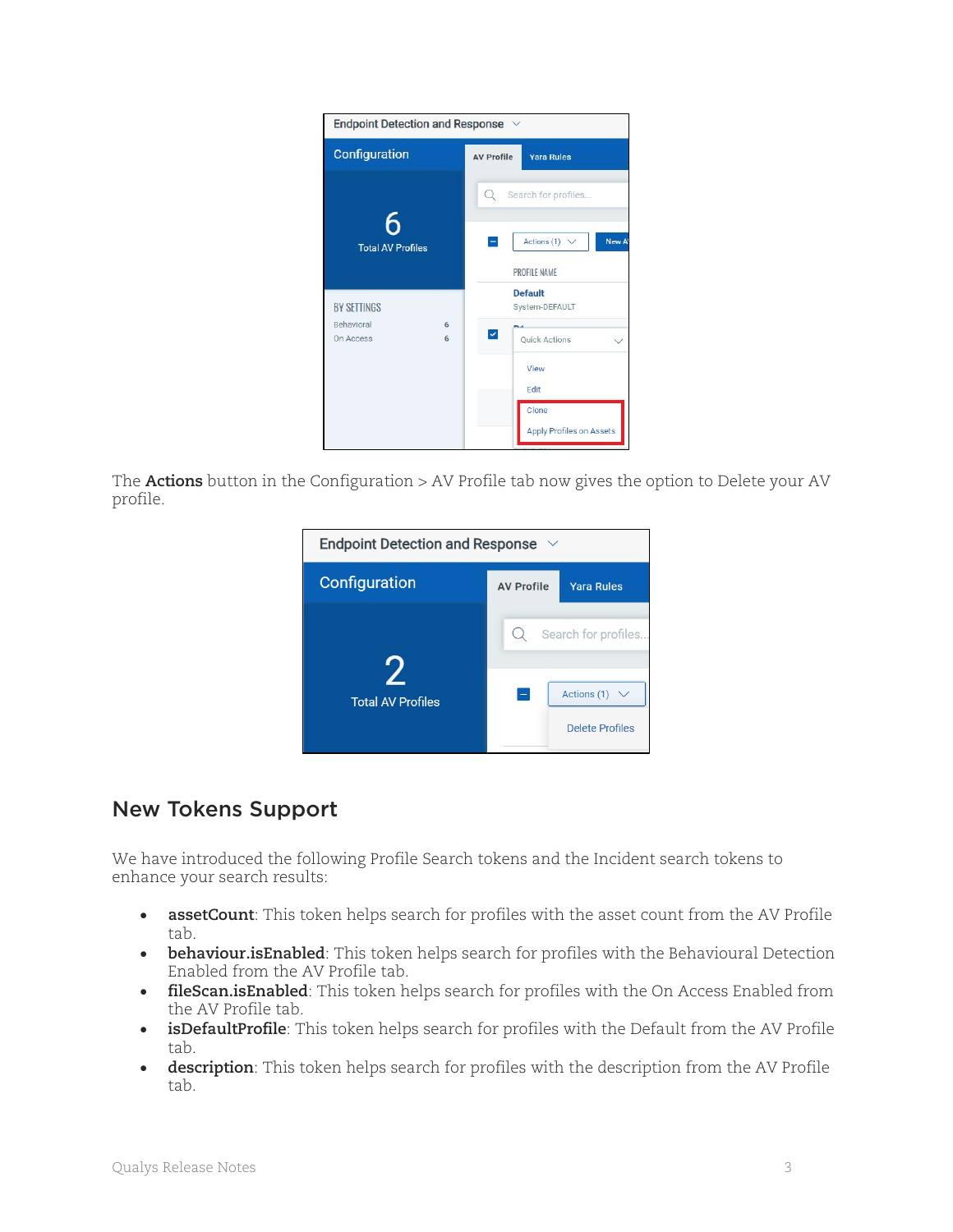The **Actions** button in the Configuration > AV Profile tab now gives the option to Delete your AV profile.

## New Tokens Support

We have introduced the following Profile Search tokens and the Incident search tokens to enhance your search results:

- **assetCount**: This token helps search for profiles with the asset count from the AV Profile tab.
- **behaviour.isEnabled**: This token helps search for profiles with the Behavioural Detection Enabled from the AV Profile tab.
- **fileScan.isEnabled**: This token helps search for profiles with the On Access Enabled from the AV Profile tab.
- **isDefaultProfile**: This token helps search for profiles with the Default from the AV Profile tab.
- **description**: This token helps search for profiles with the description from the AV Profile tab.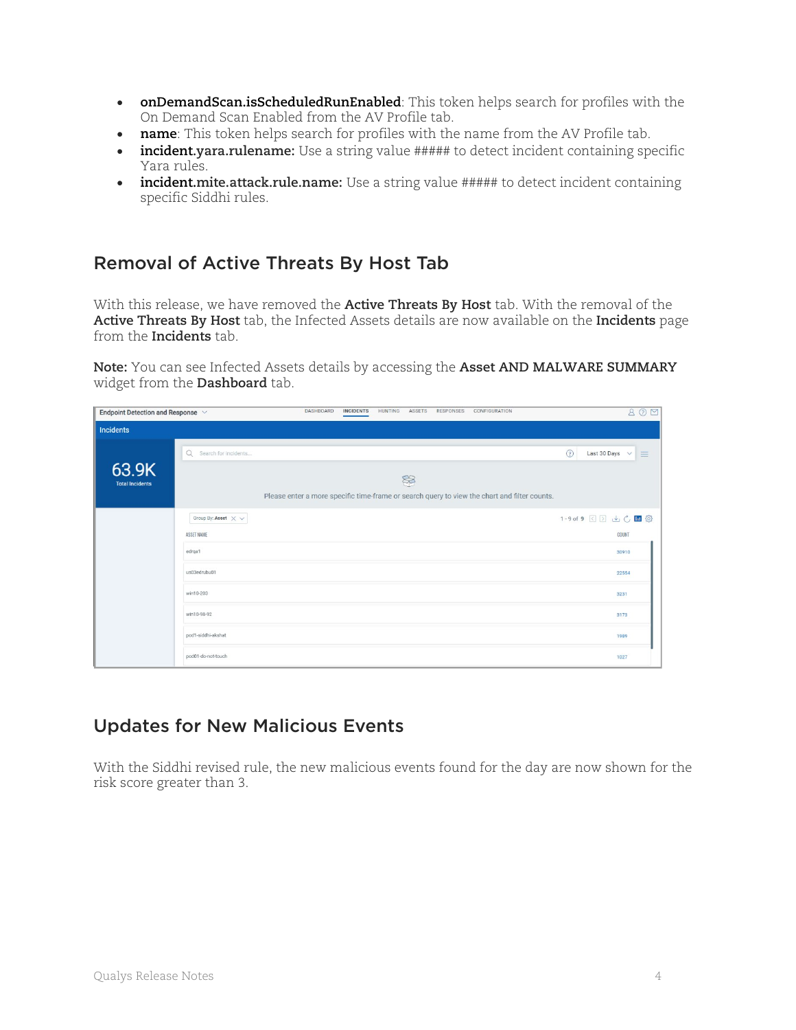- **onDemandScan.isScheduledRunEnabled**: This token helps search for profiles with the On Demand Scan Enabled from the AV Profile tab.
- **name**: This token helps search for profiles with the name from the AV Profile tab.
- **incident.yara.rulename:** Use a string value ##### to detect incident containing specific Yara rules.
- **incident.mite.attack.rule.name:** Use a string value ##### to detect incident containing specific Siddhi rules.

## Removal of Active Threats By Host Tab

With this release, we have removed the **Active Threats By Host** tab. With the removal of the **Active Threats By Host** tab, the Infected Assets details are now available on the **Incidents** page from the **Incidents** tab.

**Note:** You can see Infected Assets details by accessing the **Asset AND MALWARE SUMMARY** widget from the **Dashboard** tab.

## Updates for New Malicious Events

With the Siddhi revised rule, the new malicious events found for the day are now shown for the risk score greater than 3.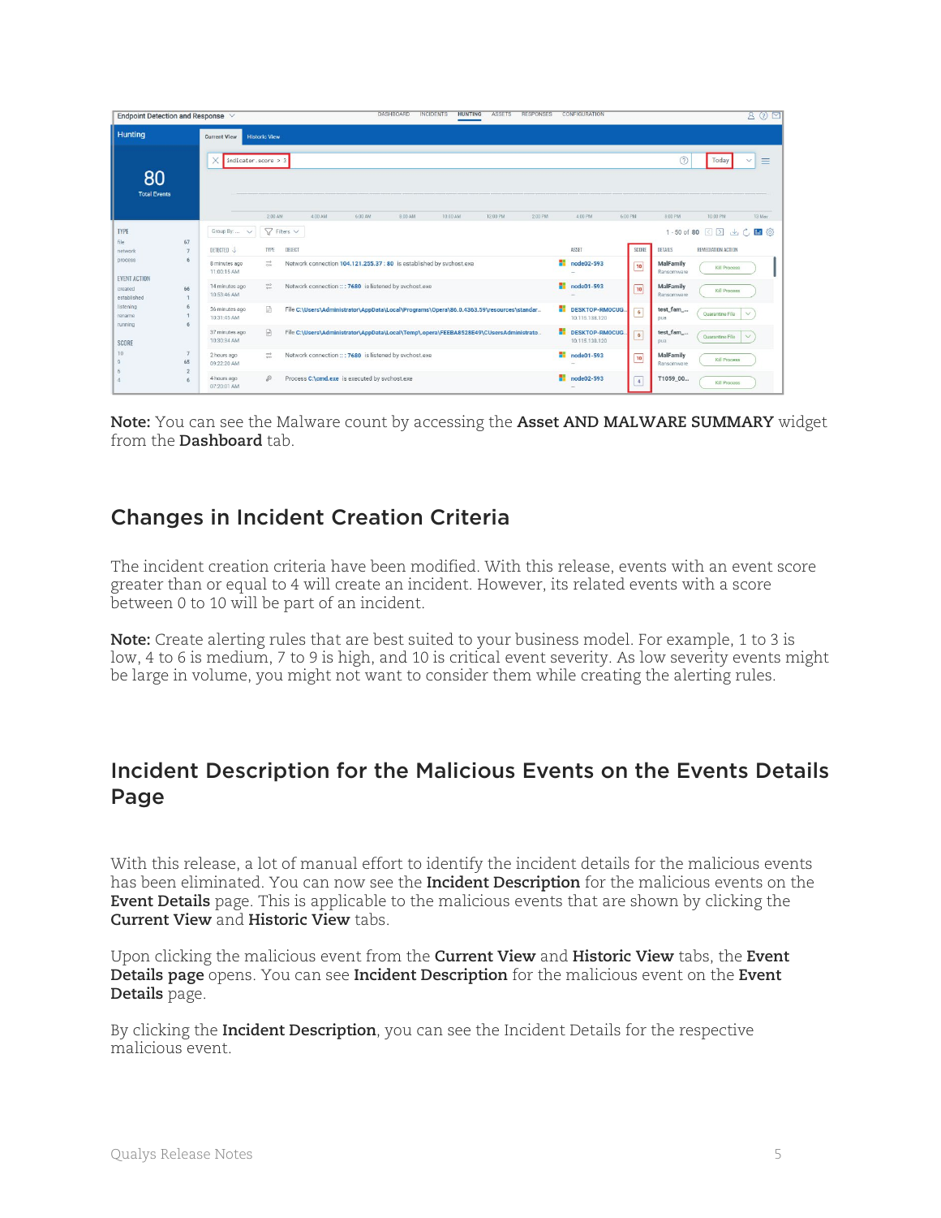**Note:** You can see the Malware count by accessing the **Asset AND MALWARE SUMMARY** widget from the **Dashboard** tab.

## Changes in Incident Creation Criteria

The incident creation criteria have been modified. With this release, events with an event score greater than or equal to 4 will create an incident. However, its related events with a score between 0 to 10 will be part of an incident.

**Note:** Create alerting rules that are best suited to your business model. For example, 1 to 3 is low, 4 to 6 is medium, 7 to 9 is high, and 10 is critical event severity. As low severity events might be large in volume, you might not want to consider them while creating the alerting rules.

## Incident Description for the Malicious Events on the Events Details Page

With this release, a lot of manual effort to identify the incident details for the malicious events has been eliminated. You can now see the **Incident Description** for the malicious events on the **Event Details** page. This is applicable to the malicious events that are shown by clicking the **Current View** and **Historic View** tabs.

Upon clicking the malicious event from the **Current View** and **Historic View** tabs, the **Event Details page** opens. You can see **Incident Description** for the malicious event on the **Event Details** page.

By clicking the **Incident Description**, you can see the Incident Details for the respective malicious event.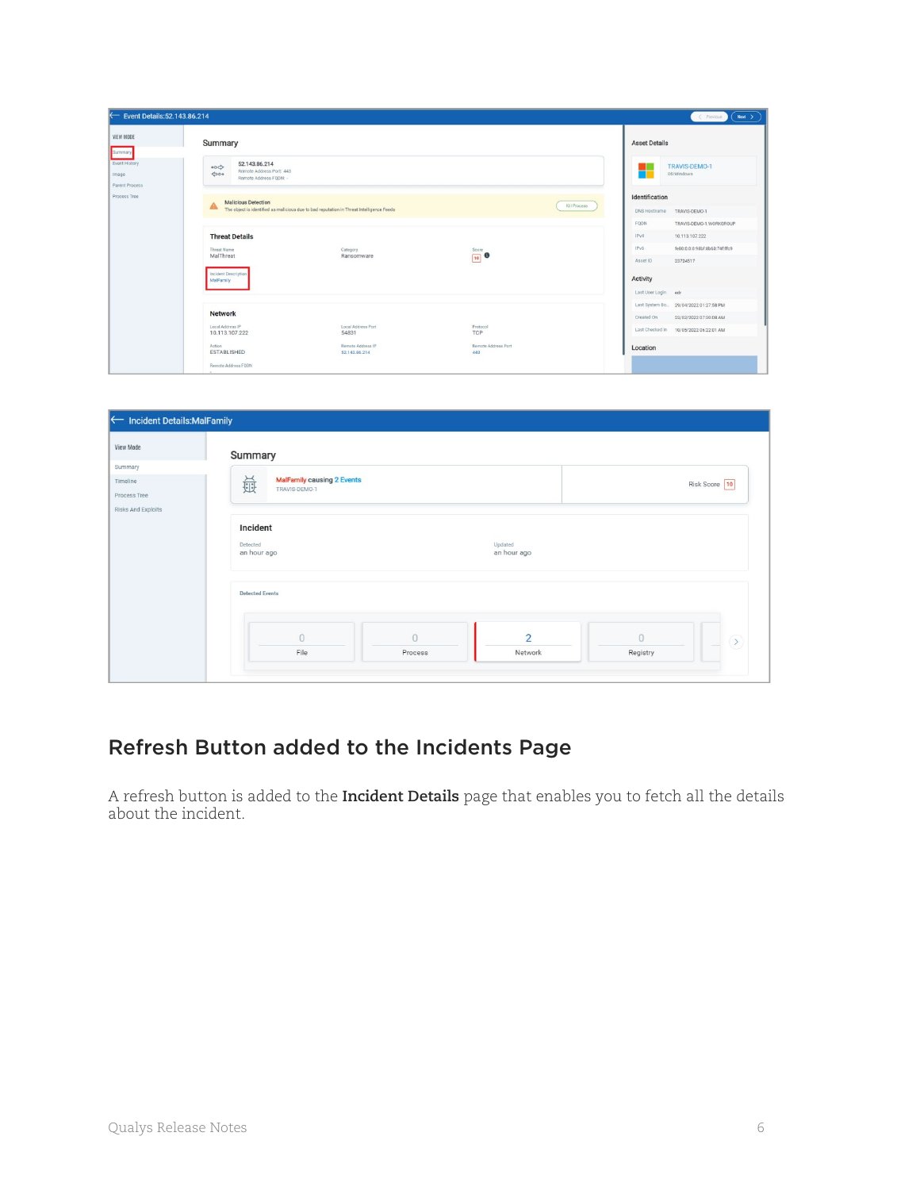## Refresh Button added to the Incidents Page

A refresh button is added to the **Incident Details** page that enables you to fetch all the details about the incident.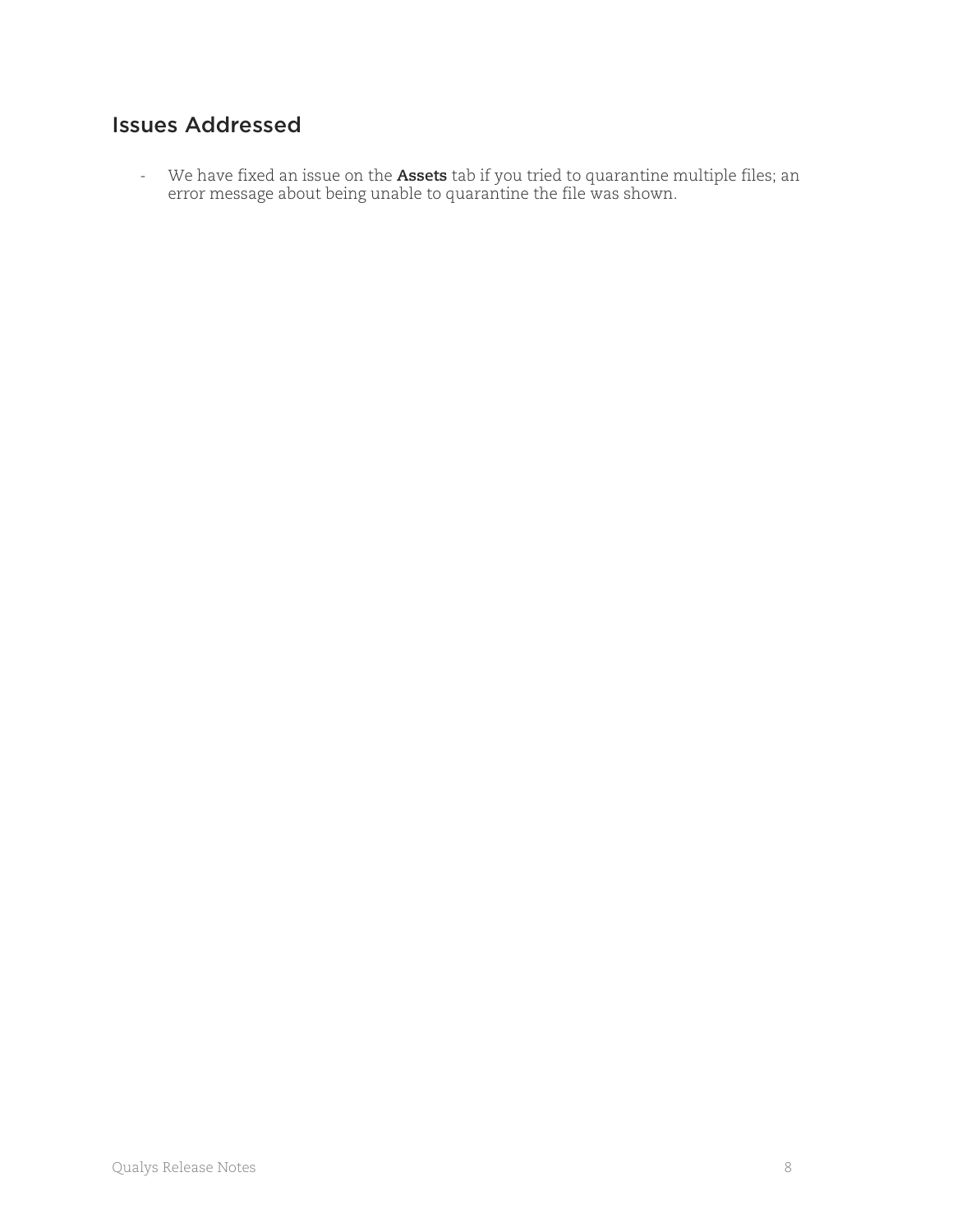## Issues Addressed

- We have fixed an issue on the **Assets** tab if you tried to quarantine multiple files; an error message about being unable to quarantine the file was shown.